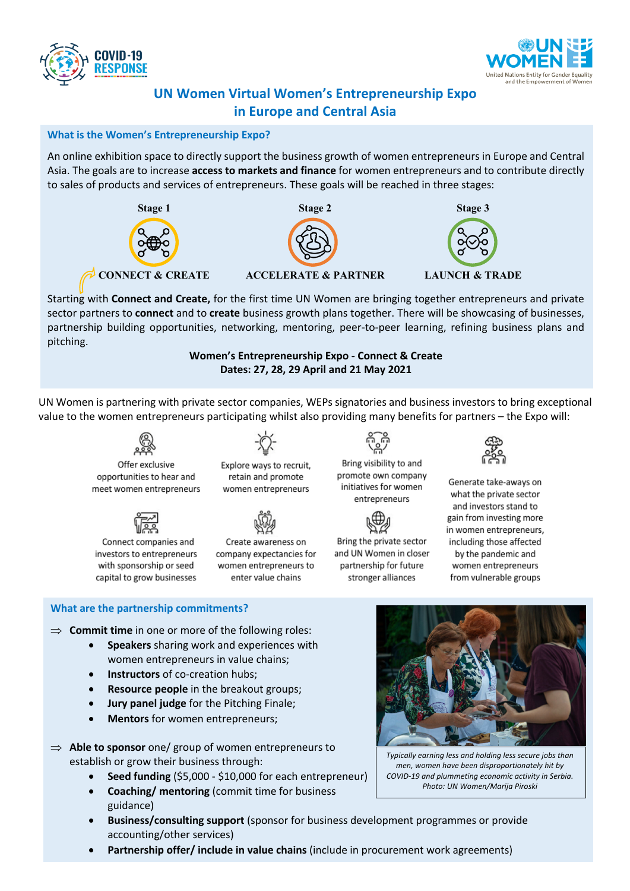# UN Women Virtual Women's Entrepreneurship Expo in Europe and Central Asia

## What is the Women's Entrepreneurship Expo?

An online exhibition space to directly support the business growth of women entrepreneurs in Europe and Central Asia. The goals are to increase **access to markets and finance** for women entrepreneurs and to contribute directly to sales of products and services of entrepreneurs. These goals will be reached in three stages:

| Stage 1 | Stage 2 | Stage 3 |
|---|---|---|
| CONNECT & CREATE | ACCELERATE & PARTNER | LAUNCH & TRADE |

Starting with **Connect and Create,** for the first time UN Women are bringing together entrepreneurs and private sector partners to **connect** and to **create** business growth plans together. There will be showcasing of businesses, partnership building opportunities, networking, mentoring, peer-to-peer learning, refining business plans and pitching.

**Women's Entrepreneurship Expo - Connect & Create**
**Dates: 27, 28, 29 April and 21 May 2021**

UN Women is partnering with private sector companies, WEPs signatories and business investors to bring exceptional value to the women entrepreneurs participating whilst also providing many benefits for partners – the Expo will:

- Offer exclusive opportunities to hear and meet women entrepreneurs
- Explore ways to recruit, retain and promote women entrepreneurs
- Bring visibility to and promote own company initiatives for women entrepreneurs
- Generate take-aways on what the private sector and investors stand to gain from investing more in women entrepreneurs, including those affected by the pandemic and women entrepreneurs from vulnerable groups
- Connect companies and investors to entrepreneurs with sponsorship or seed capital to grow businesses
- Create awareness on company expectancies for women entrepreneurs to enter value chains
- Bring the private sector and UN Women in closer partnership for future stronger alliances

## What are the partnership commitments?

⇒ **Commit time** in one or more of the following roles:

- **Speakers** sharing work and experiences with women entrepreneurs in value chains;
- **Instructors** of co-creation hubs;
- **Resource people** in the breakout groups;
- **Jury panel judge** for the Pitching Finale;
- **Mentors** for women entrepreneurs;

⇒ **Able to sponsor** one/ group of women entrepreneurs to establish or grow their business through:

- **Seed funding** ($5,000 - $10,000 for each entrepreneur)
- **Coaching/ mentoring** (commit time for business guidance)
- **Business/consulting support** (sponsor for business development programmes or provide accounting/other services)
- **Partnership offer/ include in value chains** (include in procurement work agreements)

*Typically earning less and holding less secure jobs than men, women have been disproportionately hit by COVID-19 and plummeting economic activity in Serbia. Photo: UN Women/Marija Piroski*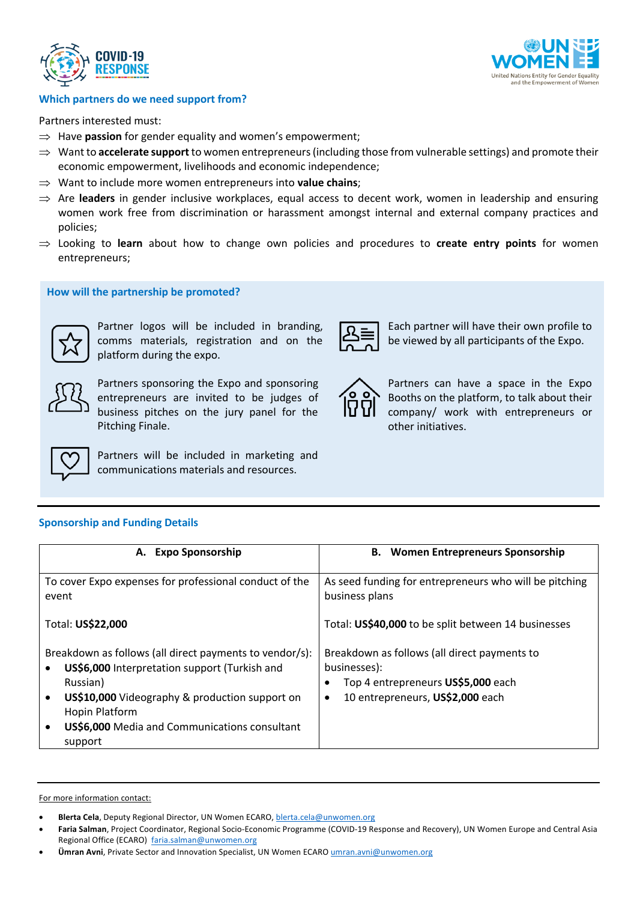### Which partners do we need support from?

Partners interested must:

⇒ Have **passion** for gender equality and women's empowerment;

⇒ Want to **accelerate support** to women entrepreneurs (including those from vulnerable settings) and promote their economic empowerment, livelihoods and economic independence;

⇒ Want to include more women entrepreneurs into **value chains**;

⇒ Are **leaders** in gender inclusive workplaces, equal access to decent work, women in leadership and ensuring women work free from discrimination or harassment amongst internal and external company practices and policies;

⇒ Looking to **learn** about how to change own policies and procedures to **create entry points** for women entrepreneurs;

### How will the partnership be promoted?

Partner logos will be included in branding, comms materials, registration and on the platform during the expo.

Each partner will have their own profile to be viewed by all participants of the Expo.

Partners sponsoring the Expo and sponsoring entrepreneurs are invited to be judges of business pitches on the jury panel for the Pitching Finale.

Partners can have a space in the Expo Booths on the platform, to talk about their company/ work with entrepreneurs or other initiatives.

Partners will be included in marketing and communications materials and resources.

### Sponsorship and Funding Details

| A. Expo Sponsorship | B. Women Entrepreneurs Sponsorship |
|---|---|
| To cover Expo expenses for professional conduct of the event | As seed funding for entrepreneurs who will be pitching business plans |
| Total: **US$22,000** | Total: **US$40,000** to be split between 14 businesses |
| Breakdown as follows (all direct payments to vendor/s):<br>• **US$6,000** Interpretation support (Turkish and Russian)<br>• **US$10,000** Videography & production support on Hopin Platform<br>• **US$6,000** Media and Communications consultant support | Breakdown as follows (all direct payments to businesses):<br>• Top 4 entrepreneurs **US$5,000** each<br>• 10 entrepreneurs, **US$2,000** each |

For more information contact:

- **Blerta Cela**, Deputy Regional Director, UN Women ECARO, blerta.cela@unwomen.org
- **Faria Salman**, Project Coordinator, Regional Socio-Economic Programme (COVID-19 Response and Recovery), UN Women Europe and Central Asia Regional Office (ECARO) faria.salman@unwomen.org
- **Ümran Avni**, Private Sector and Innovation Specialist, UN Women ECARO umran.avni@unwomen.org